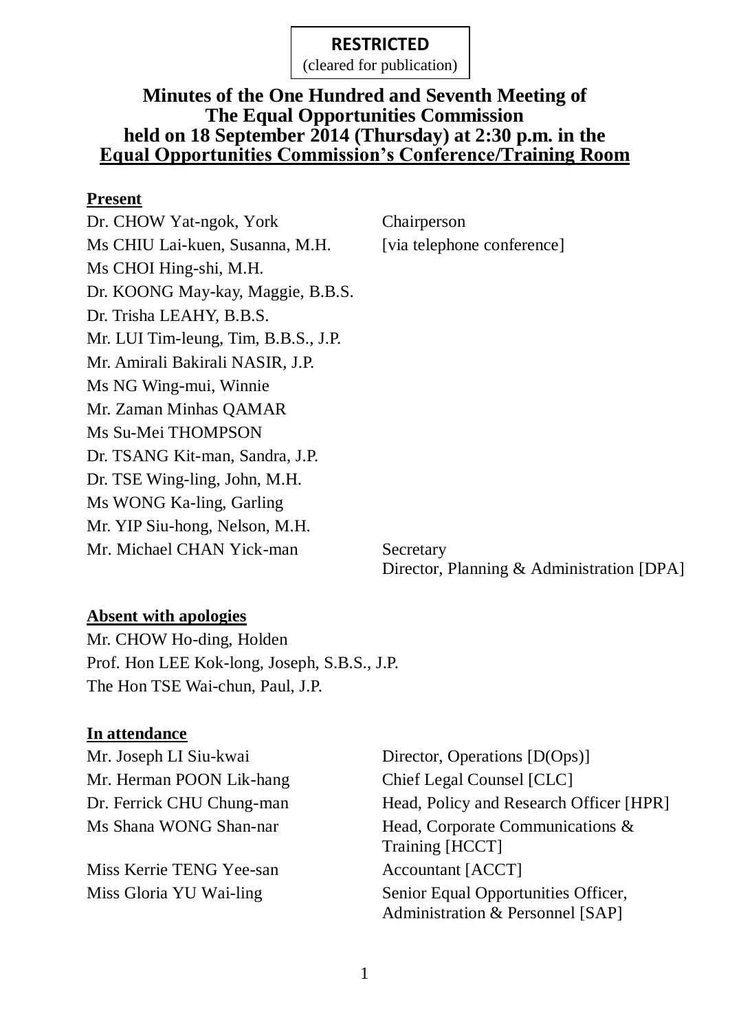**RESTRICTED**
(cleared for publication)

# Minutes of the One Hundred and Seventh Meeting of The Equal Opportunities Commission held on 18 September 2014 (Thursday) at 2:30 p.m. in the Equal Opportunities Commission's Conference/Training Room

**Present**

| | |
|---|---|
| Dr. CHOW Yat-ngok, York | Chairperson |
| Ms CHIU Lai-kuen, Susanna, M.H. | [via telephone conference] |
| Ms CHOI Hing-shi, M.H. | |
| Dr. KOONG May-kay, Maggie, B.B.S. | |
| Dr. Trisha LEAHY, B.B.S. | |
| Mr. LUI Tim-leung, Tim, B.B.S., J.P. | |
| Mr. Amirali Bakirali NASIR, J.P. | |
| Ms NG Wing-mui, Winnie | |
| Mr. Zaman Minhas QAMAR | |
| Ms Su-Mei THOMPSON | |
| Dr. TSANG Kit-man, Sandra, J.P. | |
| Dr. TSE Wing-ling, John, M.H. | |
| Ms WONG Ka-ling, Garling | |
| Mr. YIP Siu-hong, Nelson, M.H. | |
| Mr. Michael CHAN Yick-man | Secretary<br>Director, Planning & Administration [DPA] |

**Absent with apologies**

Mr. CHOW Ho-ding, Holden
Prof. Hon LEE Kok-long, Joseph, S.B.S., J.P.
The Hon TSE Wai-chun, Paul, J.P.

**In attendance**

| | |
|---|---|
| Mr. Joseph LI Siu-kwai | Director, Operations [D(Ops)] |
| Mr. Herman POON Lik-hang | Chief Legal Counsel [CLC] |
| Dr. Ferrick CHU Chung-man | Head, Policy and Research Officer [HPR] |
| Ms Shana WONG Shan-nar | Head, Corporate Communications & Training [HCCT] |
| Miss Kerrie TENG Yee-san | Accountant [ACCT] |
| Miss Gloria YU Wai-ling | Senior Equal Opportunities Officer, Administration & Personnel [SAP] |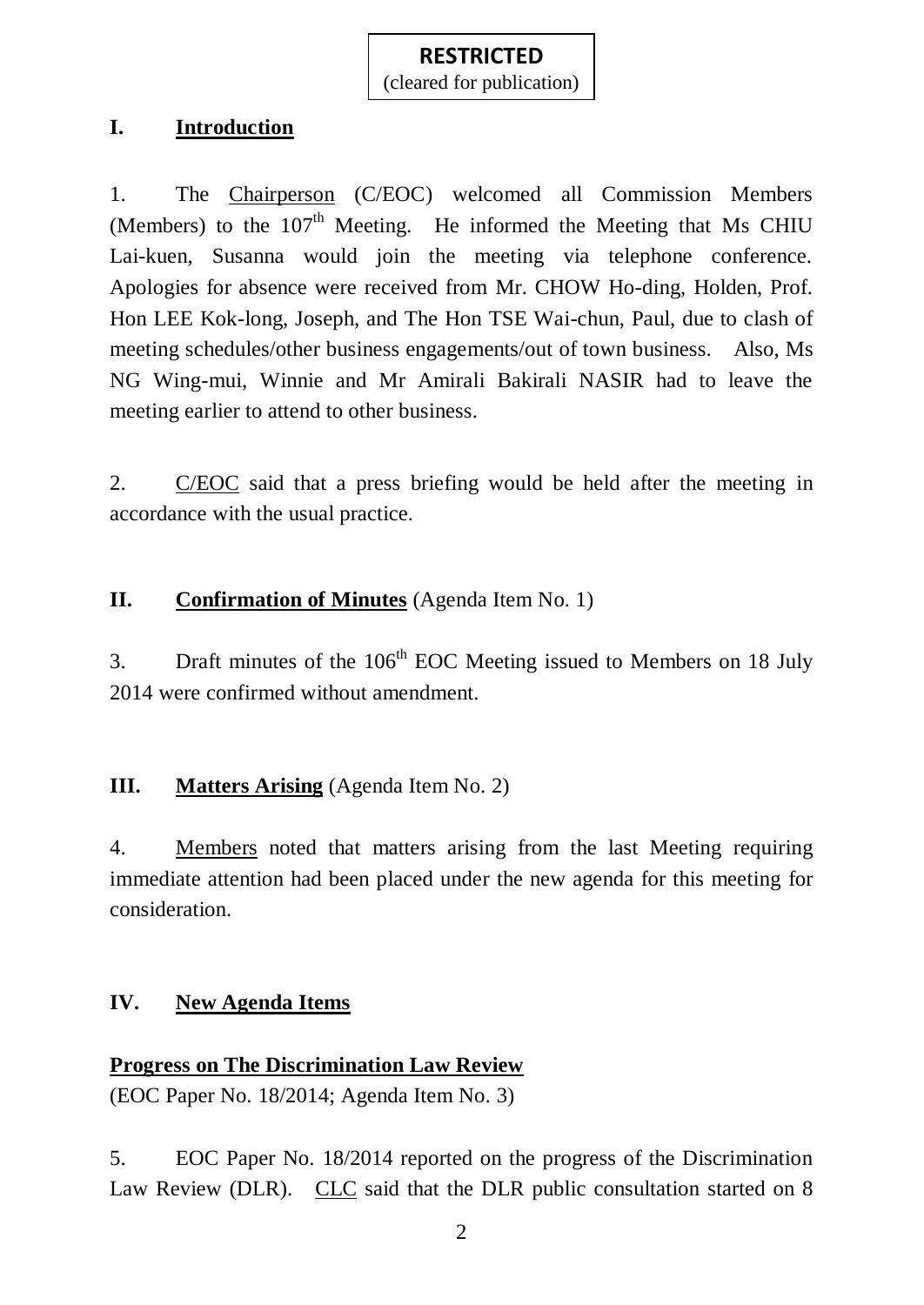**RESTRICTED**
(cleared for publication)

## I. Introduction

1. The Chairperson (C/EOC) welcomed all Commission Members (Members) to the 107th Meeting. He informed the Meeting that Ms CHIU Lai-kuen, Susanna would join the meeting via telephone conference. Apologies for absence were received from Mr. CHOW Ho-ding, Holden, Prof. Hon LEE Kok-long, Joseph, and The Hon TSE Wai-chun, Paul, due to clash of meeting schedules/other business engagements/out of town business. Also, Ms NG Wing-mui, Winnie and Mr Amirali Bakirali NASIR had to leave the meeting earlier to attend to other business.

2. C/EOC said that a press briefing would be held after the meeting in accordance with the usual practice.

## II. Confirmation of Minutes (Agenda Item No. 1)

3. Draft minutes of the 106th EOC Meeting issued to Members on 18 July 2014 were confirmed without amendment.

## III. Matters Arising (Agenda Item No. 2)

4. Members noted that matters arising from the last Meeting requiring immediate attention had been placed under the new agenda for this meeting for consideration.

## IV. New Agenda Items

### Progress on The Discrimination Law Review

(EOC Paper No. 18/2014; Agenda Item No. 3)

5. EOC Paper No. 18/2014 reported on the progress of the Discrimination Law Review (DLR). CLC said that the DLR public consultation started on 8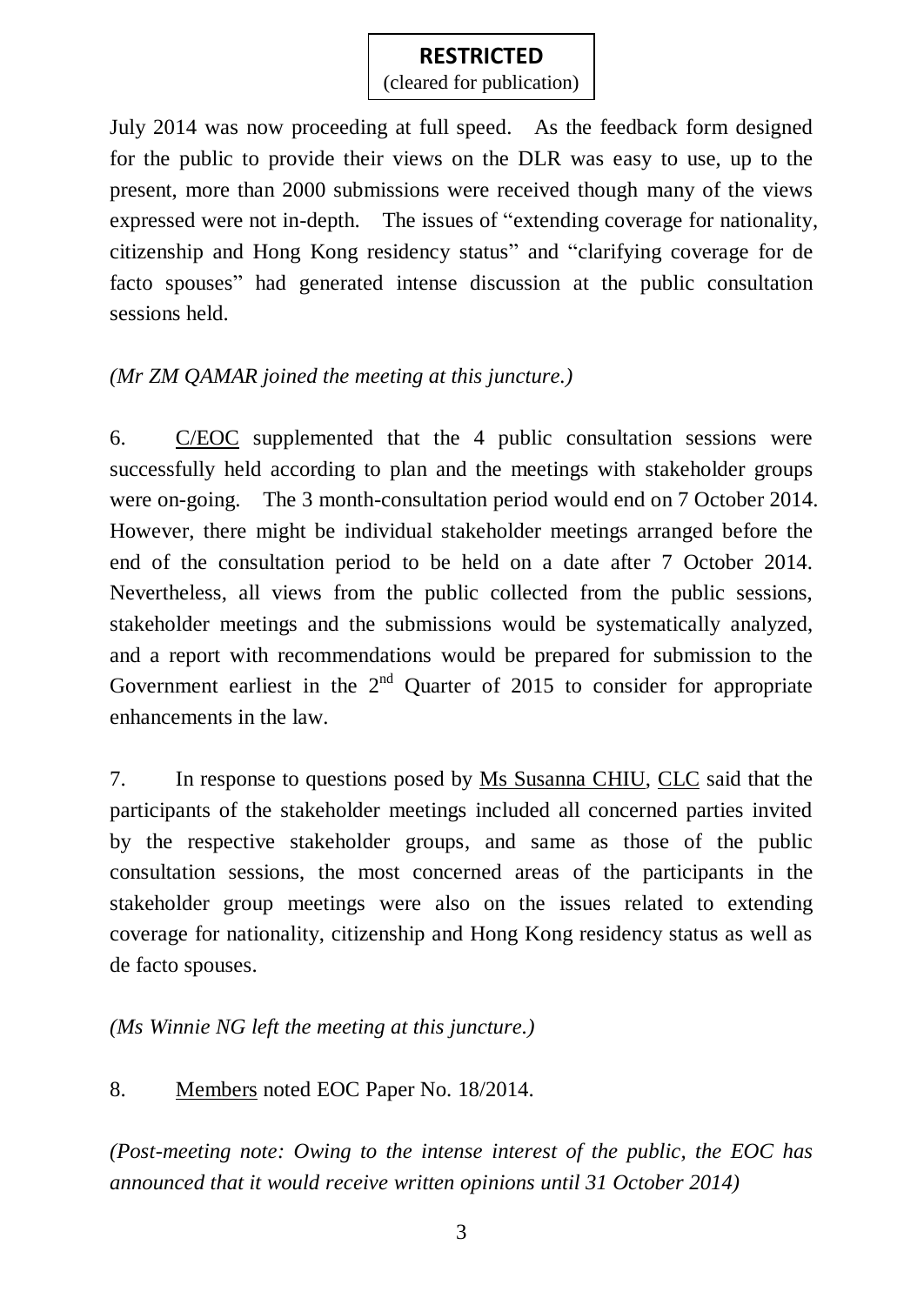July 2014 was now proceeding at full speed. As the feedback form designed for the public to provide their views on the DLR was easy to use, up to the present, more than 2000 submissions were received though many of the views expressed were not in-depth. The issues of "extending coverage for nationality, citizenship and Hong Kong residency status" and "clarifying coverage for de facto spouses" had generated intense discussion at the public consultation sessions held.

*(Mr ZM QAMAR joined the meeting at this juncture.)*

6. C/EOC supplemented that the 4 public consultation sessions were successfully held according to plan and the meetings with stakeholder groups were on-going. The 3 month-consultation period would end on 7 October 2014. However, there might be individual stakeholder meetings arranged before the end of the consultation period to be held on a date after 7 October 2014. Nevertheless, all views from the public collected from the public sessions, stakeholder meetings and the submissions would be systematically analyzed, and a report with recommendations would be prepared for submission to the Government earliest in the 2nd Quarter of 2015 to consider for appropriate enhancements in the law.

7. In response to questions posed by Ms Susanna CHIU, CLC said that the participants of the stakeholder meetings included all concerned parties invited by the respective stakeholder groups, and same as those of the public consultation sessions, the most concerned areas of the participants in the stakeholder group meetings were also on the issues related to extending coverage for nationality, citizenship and Hong Kong residency status as well as de facto spouses.

*(Ms Winnie NG left the meeting at this juncture.)*

8. Members noted EOC Paper No. 18/2014.

*(Post-meeting note: Owing to the intense interest of the public, the EOC has announced that it would receive written opinions until 31 October 2014)*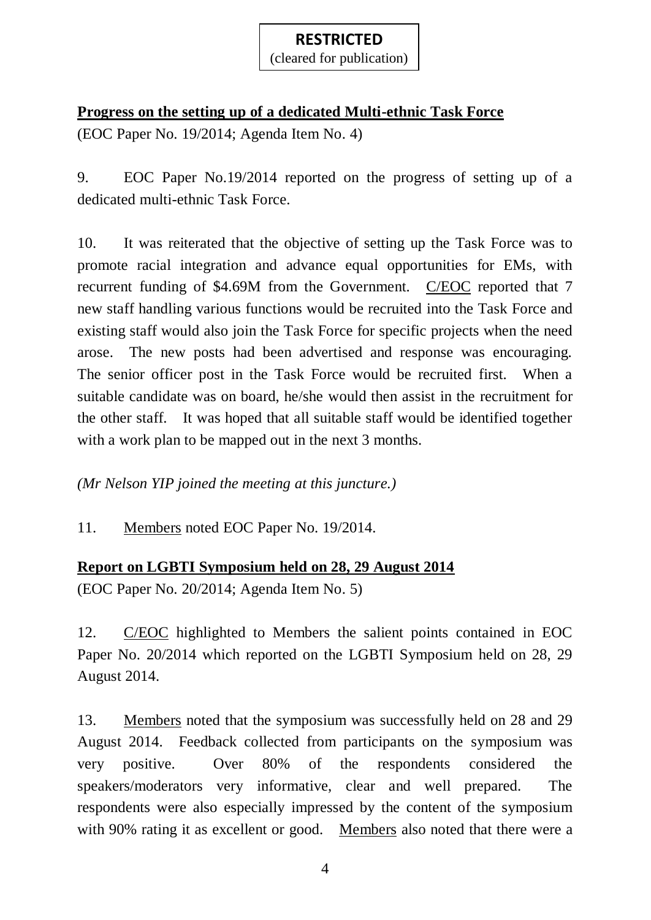**RESTRICTED**
(cleared for publication)

**<u>Progress on the setting up of a dedicated Multi-ethnic Task Force</u>**
(EOC Paper No. 19/2014; Agenda Item No. 4)

9. EOC Paper No.19/2014 reported on the progress of setting up of a dedicated multi-ethnic Task Force.

10. It was reiterated that the objective of setting up the Task Force was to promote racial integration and advance equal opportunities for EMs, with recurrent funding of $4.69M from the Government. <u>C/EOC</u> reported that 7 new staff handling various functions would be recruited into the Task Force and existing staff would also join the Task Force for specific projects when the need arose. The new posts had been advertised and response was encouraging. The senior officer post in the Task Force would be recruited first. When a suitable candidate was on board, he/she would then assist in the recruitment for the other staff. It was hoped that all suitable staff would be identified together with a work plan to be mapped out in the next 3 months.

*(Mr Nelson YIP joined the meeting at this juncture.)*

11. <u>Members</u> noted EOC Paper No. 19/2014.

**<u>Report on LGBTI Symposium held on 28, 29 August 2014</u>**
(EOC Paper No. 20/2014; Agenda Item No. 5)

12. <u>C/EOC</u> highlighted to Members the salient points contained in EOC Paper No. 20/2014 which reported on the LGBTI Symposium held on 28, 29 August 2014.

13. <u>Members</u> noted that the symposium was successfully held on 28 and 29 August 2014. Feedback collected from participants on the symposium was very positive. Over 80% of the respondents considered the speakers/moderators very informative, clear and well prepared. The respondents were also especially impressed by the content of the symposium with 90% rating it as excellent or good. <u>Members</u> also noted that there were a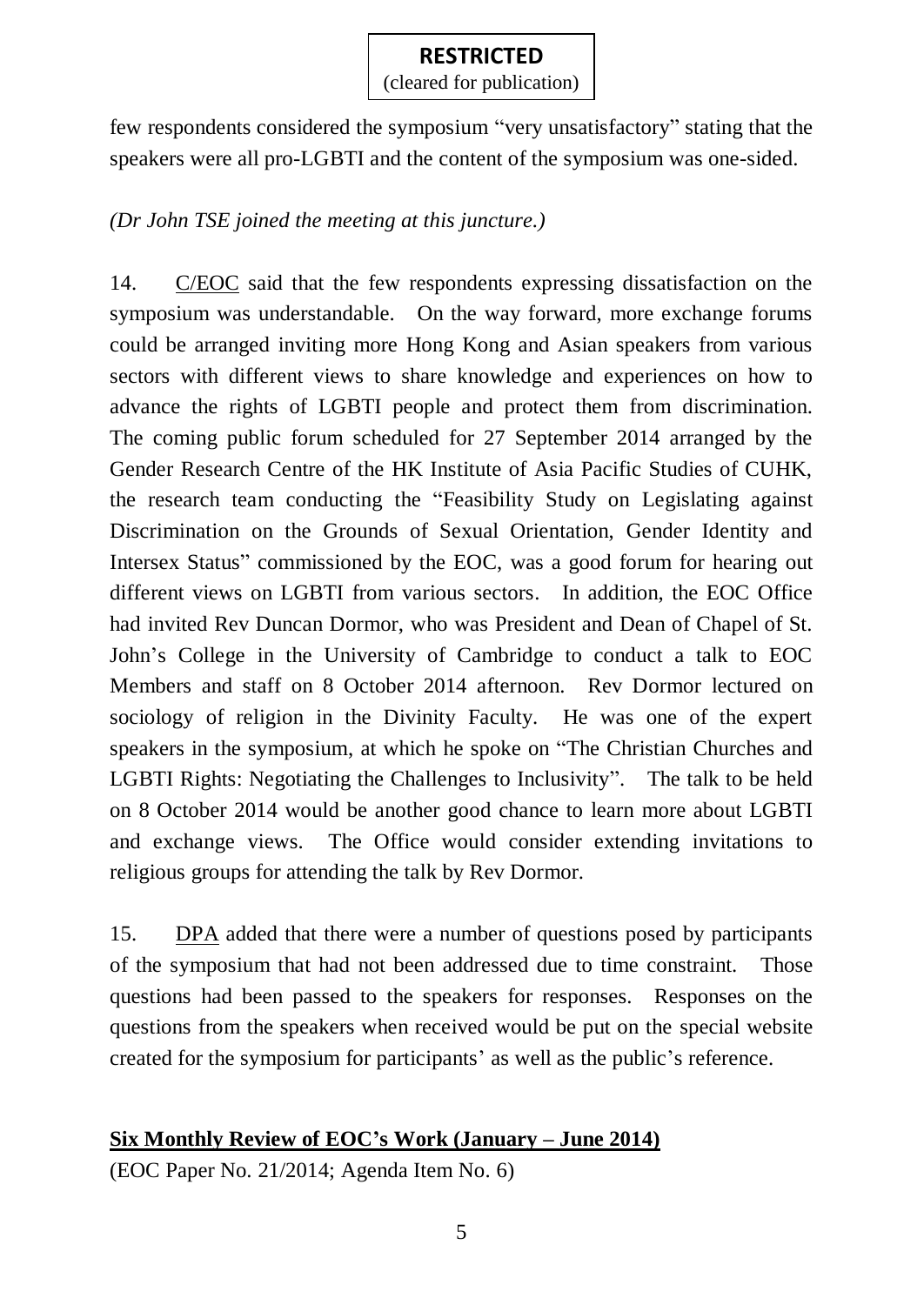few respondents considered the symposium "very unsatisfactory" stating that the speakers were all pro-LGBTI and the content of the symposium was one-sided.

*(Dr John TSE joined the meeting at this juncture.)*

14. C/EOC said that the few respondents expressing dissatisfaction on the symposium was understandable. On the way forward, more exchange forums could be arranged inviting more Hong Kong and Asian speakers from various sectors with different views to share knowledge and experiences on how to advance the rights of LGBTI people and protect them from discrimination. The coming public forum scheduled for 27 September 2014 arranged by the Gender Research Centre of the HK Institute of Asia Pacific Studies of CUHK, the research team conducting the "Feasibility Study on Legislating against Discrimination on the Grounds of Sexual Orientation, Gender Identity and Intersex Status" commissioned by the EOC, was a good forum for hearing out different views on LGBTI from various sectors. In addition, the EOC Office had invited Rev Duncan Dormor, who was President and Dean of Chapel of St. John's College in the University of Cambridge to conduct a talk to EOC Members and staff on 8 October 2014 afternoon. Rev Dormor lectured on sociology of religion in the Divinity Faculty. He was one of the expert speakers in the symposium, at which he spoke on "The Christian Churches and LGBTI Rights: Negotiating the Challenges to Inclusivity". The talk to be held on 8 October 2014 would be another good chance to learn more about LGBTI and exchange views. The Office would consider extending invitations to religious groups for attending the talk by Rev Dormor.

15. DPA added that there were a number of questions posed by participants of the symposium that had not been addressed due to time constraint. Those questions had been passed to the speakers for responses. Responses on the questions from the speakers when received would be put on the special website created for the symposium for participants' as well as the public's reference.

**Six Monthly Review of EOC's Work (January – June 2014)**

(EOC Paper No. 21/2014; Agenda Item No. 6)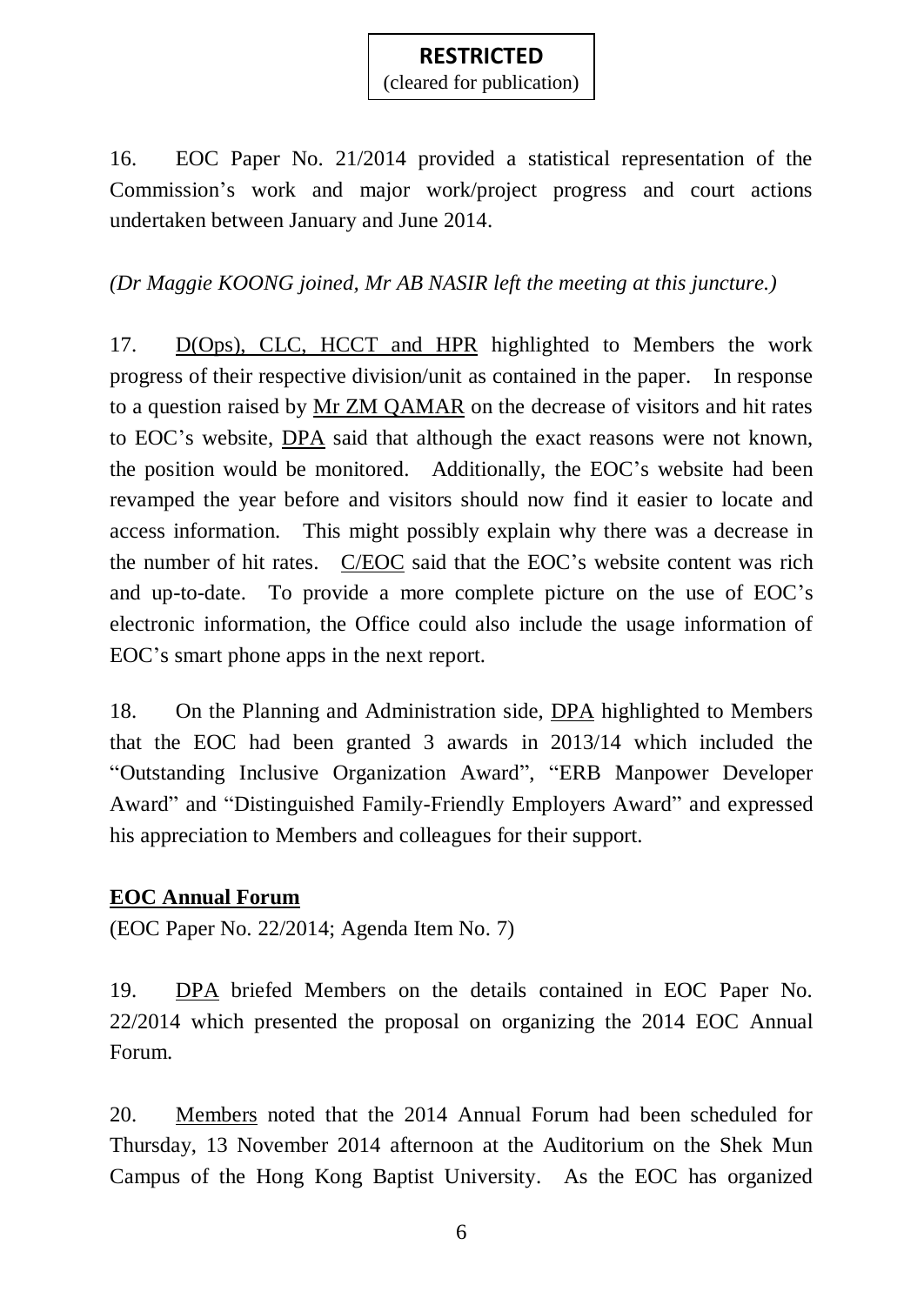**RESTRICTED**
(cleared for publication)

16. EOC Paper No. 21/2014 provided a statistical representation of the Commission's work and major work/project progress and court actions undertaken between January and June 2014.

*(Dr Maggie KOONG joined, Mr AB NASIR left the meeting at this juncture.)*

17. D(Ops), CLC, HCCT and HPR highlighted to Members the work progress of their respective division/unit as contained in the paper. In response to a question raised by Mr ZM QAMAR on the decrease of visitors and hit rates to EOC's website, DPA said that although the exact reasons were not known, the position would be monitored. Additionally, the EOC's website had been revamped the year before and visitors should now find it easier to locate and access information. This might possibly explain why there was a decrease in the number of hit rates. C/EOC said that the EOC's website content was rich and up-to-date. To provide a more complete picture on the use of EOC's electronic information, the Office could also include the usage information of EOC's smart phone apps in the next report.

18. On the Planning and Administration side, DPA highlighted to Members that the EOC had been granted 3 awards in 2013/14 which included the "Outstanding Inclusive Organization Award", "ERB Manpower Developer Award" and "Distinguished Family-Friendly Employers Award" and expressed his appreciation to Members and colleagues for their support.

**EOC Annual Forum**

(EOC Paper No. 22/2014; Agenda Item No. 7)

19. DPA briefed Members on the details contained in EOC Paper No. 22/2014 which presented the proposal on organizing the 2014 EOC Annual Forum.

20. Members noted that the 2014 Annual Forum had been scheduled for Thursday, 13 November 2014 afternoon at the Auditorium on the Shek Mun Campus of the Hong Kong Baptist University. As the EOC has organized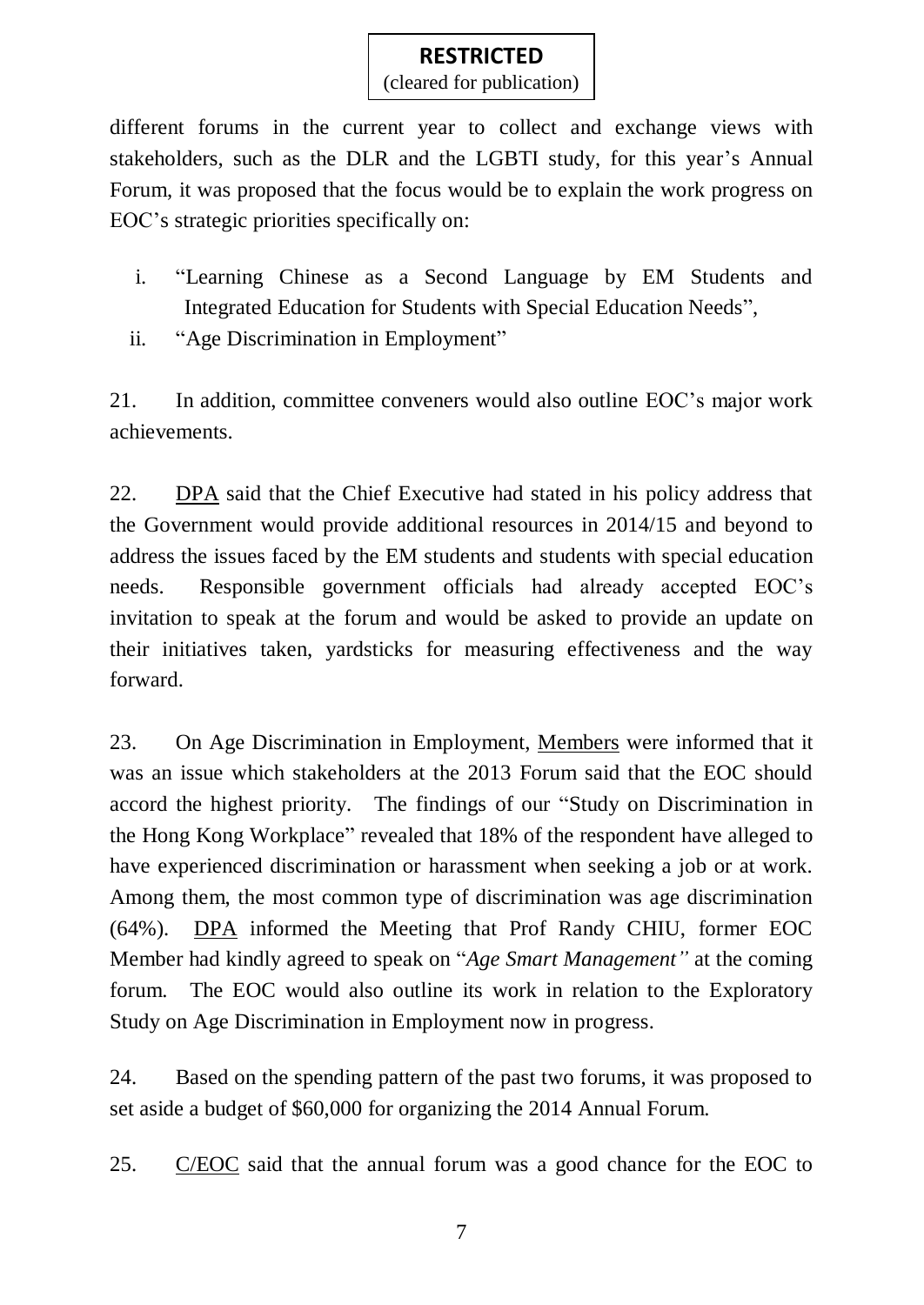different forums in the current year to collect and exchange views with stakeholders, such as the DLR and the LGBTI study, for this year's Annual Forum, it was proposed that the focus would be to explain the work progress on EOC's strategic priorities specifically on:

i. "Learning Chinese as a Second Language by EM Students and Integrated Education for Students with Special Education Needs",
ii. "Age Discrimination in Employment"

21. In addition, committee conveners would also outline EOC's major work achievements.

22. DPA said that the Chief Executive had stated in his policy address that the Government would provide additional resources in 2014/15 and beyond to address the issues faced by the EM students and students with special education needs. Responsible government officials had already accepted EOC's invitation to speak at the forum and would be asked to provide an update on their initiatives taken, yardsticks for measuring effectiveness and the way forward.

23. On Age Discrimination in Employment, Members were informed that it was an issue which stakeholders at the 2013 Forum said that the EOC should accord the highest priority. The findings of our "Study on Discrimination in the Hong Kong Workplace" revealed that 18% of the respondent have alleged to have experienced discrimination or harassment when seeking a job or at work. Among them, the most common type of discrimination was age discrimination (64%). DPA informed the Meeting that Prof Randy CHIU, former EOC Member had kindly agreed to speak on "*Age Smart Management"* at the coming forum. The EOC would also outline its work in relation to the Exploratory Study on Age Discrimination in Employment now in progress.

24. Based on the spending pattern of the past two forums, it was proposed to set aside a budget of $60,000 for organizing the 2014 Annual Forum.

25. C/EOC said that the annual forum was a good chance for the EOC to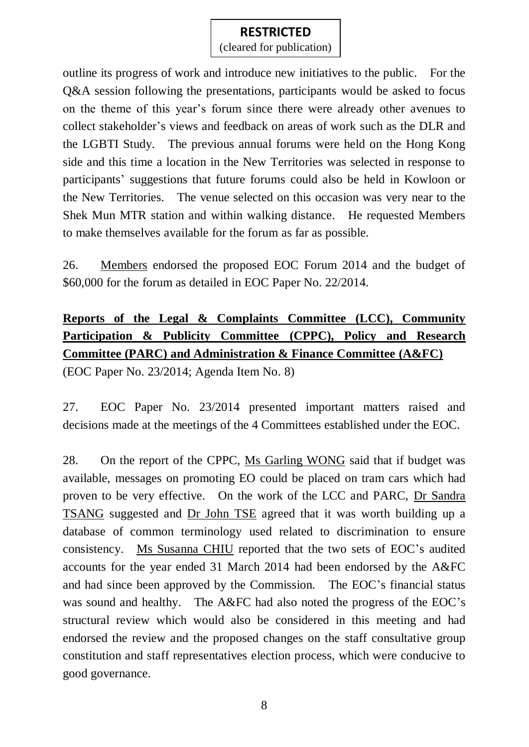outline its progress of work and introduce new initiatives to the public. For the Q&A session following the presentations, participants would be asked to focus on the theme of this year's forum since there were already other avenues to collect stakeholder's views and feedback on areas of work such as the DLR and the LGBTI Study. The previous annual forums were held on the Hong Kong side and this time a location in the New Territories was selected in response to participants' suggestions that future forums could also be held in Kowloon or the New Territories. The venue selected on this occasion was very near to the Shek Mun MTR station and within walking distance. He requested Members to make themselves available for the forum as far as possible.

26. Members endorsed the proposed EOC Forum 2014 and the budget of $60,000 for the forum as detailed in EOC Paper No. 22/2014.

**Reports of the Legal & Complaints Committee (LCC), Community Participation & Publicity Committee (CPPC), Policy and Research Committee (PARC) and Administration & Finance Committee (A&FC)**

(EOC Paper No. 23/2014; Agenda Item No. 8)

27. EOC Paper No. 23/2014 presented important matters raised and decisions made at the meetings of the 4 Committees established under the EOC.

28. On the report of the CPPC, Ms Garling WONG said that if budget was available, messages on promoting EO could be placed on tram cars which had proven to be very effective. On the work of the LCC and PARC, Dr Sandra TSANG suggested and Dr John TSE agreed that it was worth building up a database of common terminology used related to discrimination to ensure consistency. Ms Susanna CHIU reported that the two sets of EOC's audited accounts for the year ended 31 March 2014 had been endorsed by the A&FC and had since been approved by the Commission. The EOC's financial status was sound and healthy. The A&FC had also noted the progress of the EOC's structural review which would also be considered in this meeting and had endorsed the review and the proposed changes on the staff consultative group constitution and staff representatives election process, which were conducive to good governance.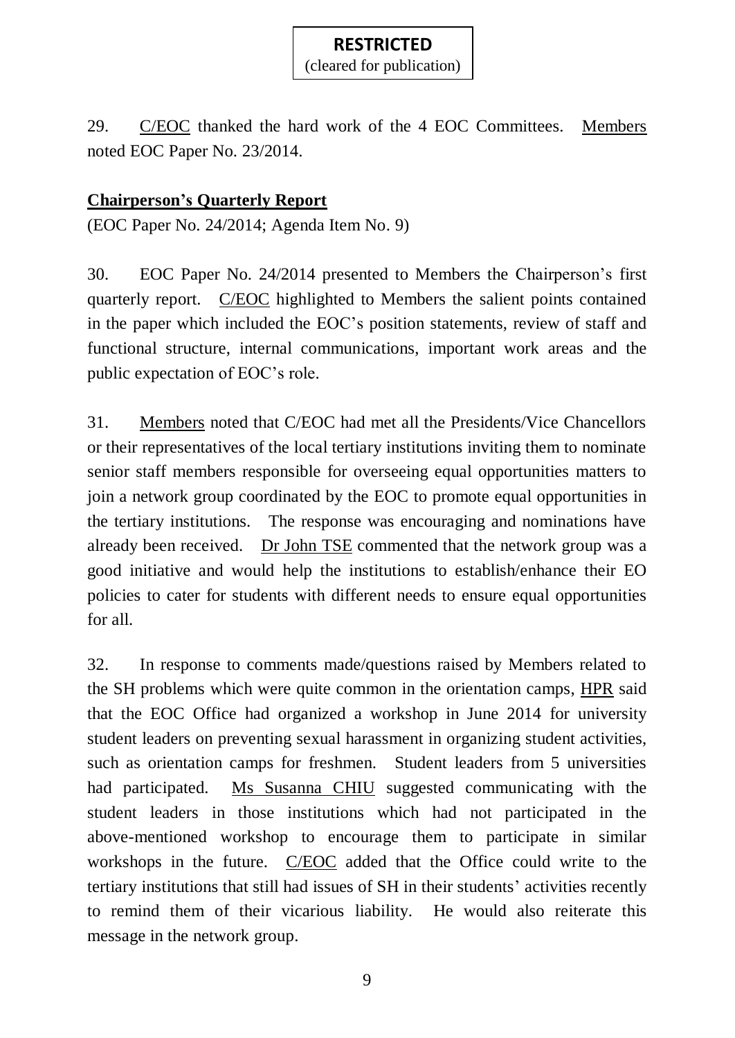**RESTRICTED**
(cleared for publication)

29. C/EOC thanked the hard work of the 4 EOC Committees. Members noted EOC Paper No. 23/2014.

**Chairperson's Quarterly Report**

(EOC Paper No. 24/2014; Agenda Item No. 9)

30. EOC Paper No. 24/2014 presented to Members the Chairperson's first quarterly report. C/EOC highlighted to Members the salient points contained in the paper which included the EOC's position statements, review of staff and functional structure, internal communications, important work areas and the public expectation of EOC's role.

31. Members noted that C/EOC had met all the Presidents/Vice Chancellors or their representatives of the local tertiary institutions inviting them to nominate senior staff members responsible for overseeing equal opportunities matters to join a network group coordinated by the EOC to promote equal opportunities in the tertiary institutions. The response was encouraging and nominations have already been received. Dr John TSE commented that the network group was a good initiative and would help the institutions to establish/enhance their EO policies to cater for students with different needs to ensure equal opportunities for all.

32. In response to comments made/questions raised by Members related to the SH problems which were quite common in the orientation camps, HPR said that the EOC Office had organized a workshop in June 2014 for university student leaders on preventing sexual harassment in organizing student activities, such as orientation camps for freshmen. Student leaders from 5 universities had participated. Ms Susanna CHIU suggested communicating with the student leaders in those institutions which had not participated in the above-mentioned workshop to encourage them to participate in similar workshops in the future. C/EOC added that the Office could write to the tertiary institutions that still had issues of SH in their students' activities recently to remind them of their vicarious liability. He would also reiterate this message in the network group.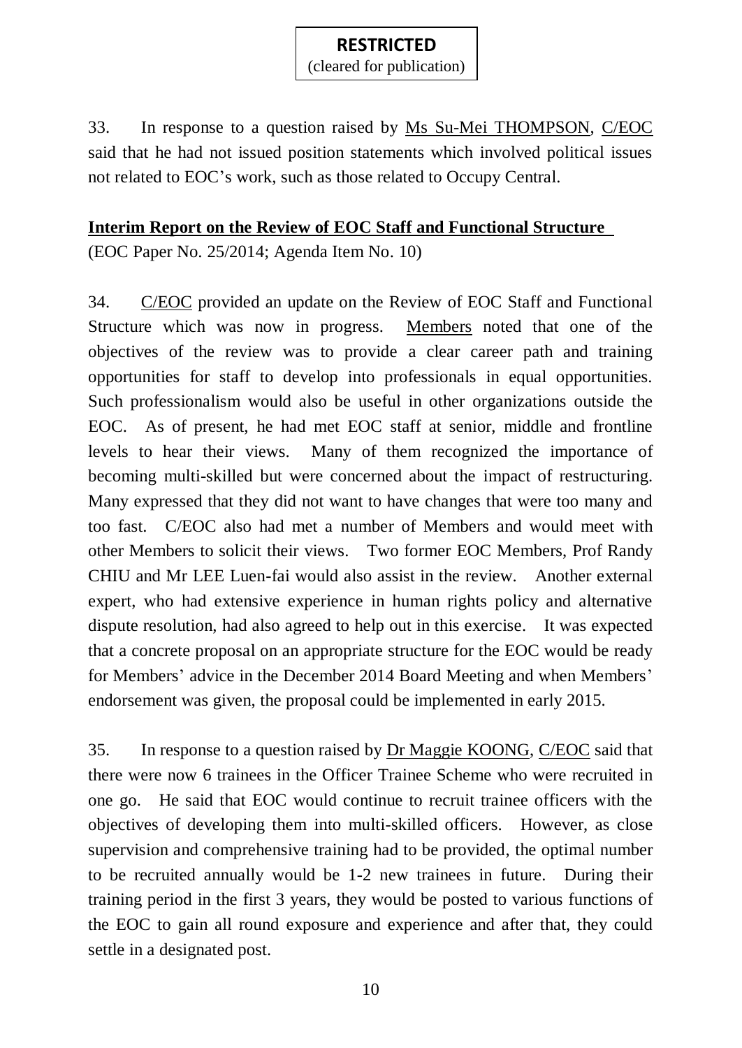33. In response to a question raised by Ms Su-Mei THOMPSON, C/EOC said that he had not issued position statements which involved political issues not related to EOC's work, such as those related to Occupy Central.

**Interim Report on the Review of EOC Staff and Functional Structure**

(EOC Paper No. 25/2014; Agenda Item No. 10)

34. C/EOC provided an update on the Review of EOC Staff and Functional Structure which was now in progress. Members noted that one of the objectives of the review was to provide a clear career path and training opportunities for staff to develop into professionals in equal opportunities. Such professionalism would also be useful in other organizations outside the EOC. As of present, he had met EOC staff at senior, middle and frontline levels to hear their views. Many of them recognized the importance of becoming multi-skilled but were concerned about the impact of restructuring. Many expressed that they did not want to have changes that were too many and too fast. C/EOC also had met a number of Members and would meet with other Members to solicit their views. Two former EOC Members, Prof Randy CHIU and Mr LEE Luen-fai would also assist in the review. Another external expert, who had extensive experience in human rights policy and alternative dispute resolution, had also agreed to help out in this exercise. It was expected that a concrete proposal on an appropriate structure for the EOC would be ready for Members' advice in the December 2014 Board Meeting and when Members' endorsement was given, the proposal could be implemented in early 2015.

35. In response to a question raised by Dr Maggie KOONG, C/EOC said that there were now 6 trainees in the Officer Trainee Scheme who were recruited in one go. He said that EOC would continue to recruit trainee officers with the objectives of developing them into multi-skilled officers. However, as close supervision and comprehensive training had to be provided, the optimal number to be recruited annually would be 1-2 new trainees in future. During their training period in the first 3 years, they would be posted to various functions of the EOC to gain all round exposure and experience and after that, they could settle in a designated post.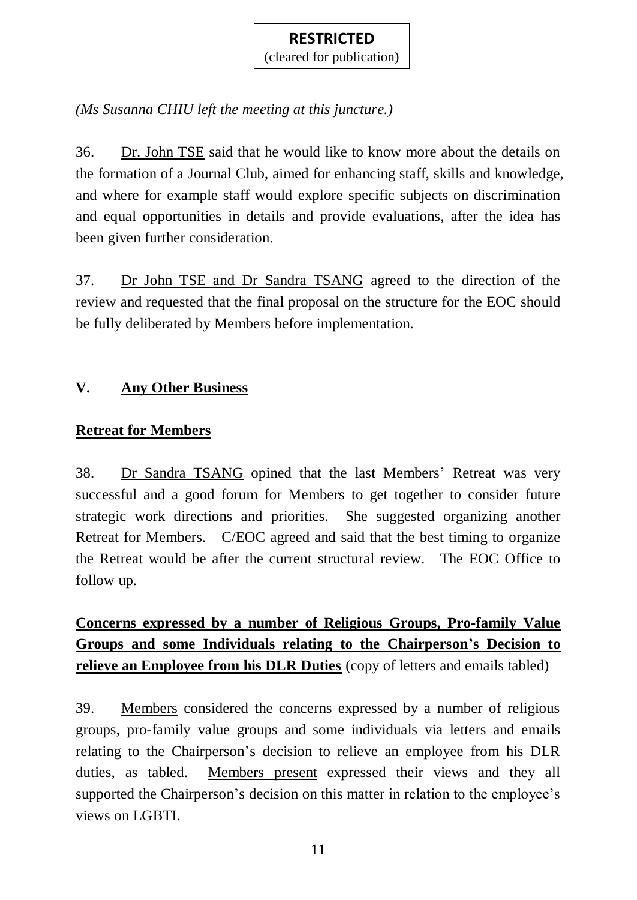**RESTRICTED**
(cleared for publication)

*(Ms Susanna CHIU left the meeting at this juncture.)*

36. Dr. John TSE said that he would like to know more about the details on the formation of a Journal Club, aimed for enhancing staff, skills and knowledge, and where for example staff would explore specific subjects on discrimination and equal opportunities in details and provide evaluations, after the idea has been given further consideration.

37. Dr John TSE and Dr Sandra TSANG agreed to the direction of the review and requested that the final proposal on the structure for the EOC should be fully deliberated by Members before implementation.

## V. Any Other Business

### Retreat for Members

38. Dr Sandra TSANG opined that the last Members' Retreat was very successful and a good forum for Members to get together to consider future strategic work directions and priorities. She suggested organizing another Retreat for Members. C/EOC agreed and said that the best timing to organize the Retreat would be after the current structural review. The EOC Office to follow up.

### Concerns expressed by a number of Religious Groups, Pro-family Value Groups and some Individuals relating to the Chairperson's Decision to relieve an Employee from his DLR Duties (copy of letters and emails tabled)

39. Members considered the concerns expressed by a number of religious groups, pro-family value groups and some individuals via letters and emails relating to the Chairperson's decision to relieve an employee from his DLR duties, as tabled. Members present expressed their views and they all supported the Chairperson's decision on this matter in relation to the employee's views on LGBTI.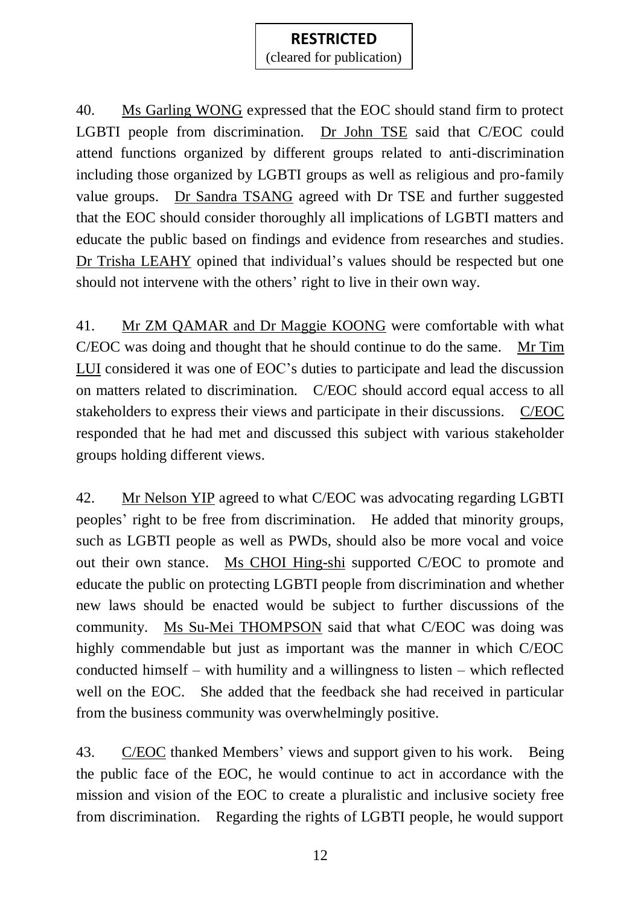40. Ms Garling WONG expressed that the EOC should stand firm to protect LGBTI people from discrimination. Dr John TSE said that C/EOC could attend functions organized by different groups related to anti-discrimination including those organized by LGBTI groups as well as religious and pro-family value groups. Dr Sandra TSANG agreed with Dr TSE and further suggested that the EOC should consider thoroughly all implications of LGBTI matters and educate the public based on findings and evidence from researches and studies. Dr Trisha LEAHY opined that individual's values should be respected but one should not intervene with the others' right to live in their own way.

41. Mr ZM QAMAR and Dr Maggie KOONG were comfortable with what C/EOC was doing and thought that he should continue to do the same. Mr Tim LUI considered it was one of EOC's duties to participate and lead the discussion on matters related to discrimination. C/EOC should accord equal access to all stakeholders to express their views and participate in their discussions. C/EOC responded that he had met and discussed this subject with various stakeholder groups holding different views.

42. Mr Nelson YIP agreed to what C/EOC was advocating regarding LGBTI peoples' right to be free from discrimination. He added that minority groups, such as LGBTI people as well as PWDs, should also be more vocal and voice out their own stance. Ms CHOI Hing-shi supported C/EOC to promote and educate the public on protecting LGBTI people from discrimination and whether new laws should be enacted would be subject to further discussions of the community. Ms Su-Mei THOMPSON said that what C/EOC was doing was highly commendable but just as important was the manner in which C/EOC conducted himself – with humility and a willingness to listen – which reflected well on the EOC. She added that the feedback she had received in particular from the business community was overwhelmingly positive.

43. C/EOC thanked Members' views and support given to his work. Being the public face of the EOC, he would continue to act in accordance with the mission and vision of the EOC to create a pluralistic and inclusive society free from discrimination. Regarding the rights of LGBTI people, he would support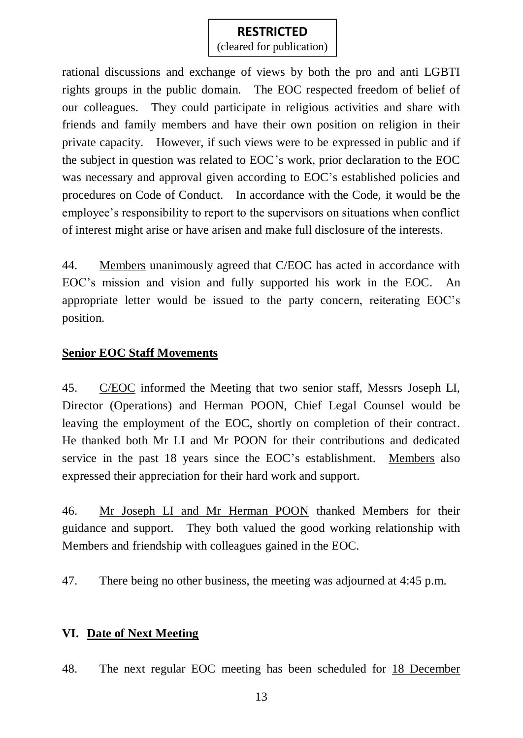rational discussions and exchange of views by both the pro and anti LGBTI rights groups in the public domain. The EOC respected freedom of belief of our colleagues. They could participate in religious activities and share with friends and family members and have their own position on religion in their private capacity. However, if such views were to be expressed in public and if the subject in question was related to EOC's work, prior declaration to the EOC was necessary and approval given according to EOC's established policies and procedures on Code of Conduct. In accordance with the Code, it would be the employee's responsibility to report to the supervisors on situations when conflict of interest might arise or have arisen and make full disclosure of the interests.

44. Members unanimously agreed that C/EOC has acted in accordance with EOC's mission and vision and fully supported his work in the EOC. An appropriate letter would be issued to the party concern, reiterating EOC's position.

**Senior EOC Staff Movements**

45. C/EOC informed the Meeting that two senior staff, Messrs Joseph LI, Director (Operations) and Herman POON, Chief Legal Counsel would be leaving the employment of the EOC, shortly on completion of their contract. He thanked both Mr LI and Mr POON for their contributions and dedicated service in the past 18 years since the EOC's establishment. Members also expressed their appreciation for their hard work and support.

46. Mr Joseph LI and Mr Herman POON thanked Members for their guidance and support. They both valued the good working relationship with Members and friendship with colleagues gained in the EOC.

47. There being no other business, the meeting was adjourned at 4:45 p.m.

## VI. Date of Next Meeting

48. The next regular EOC meeting has been scheduled for 18 December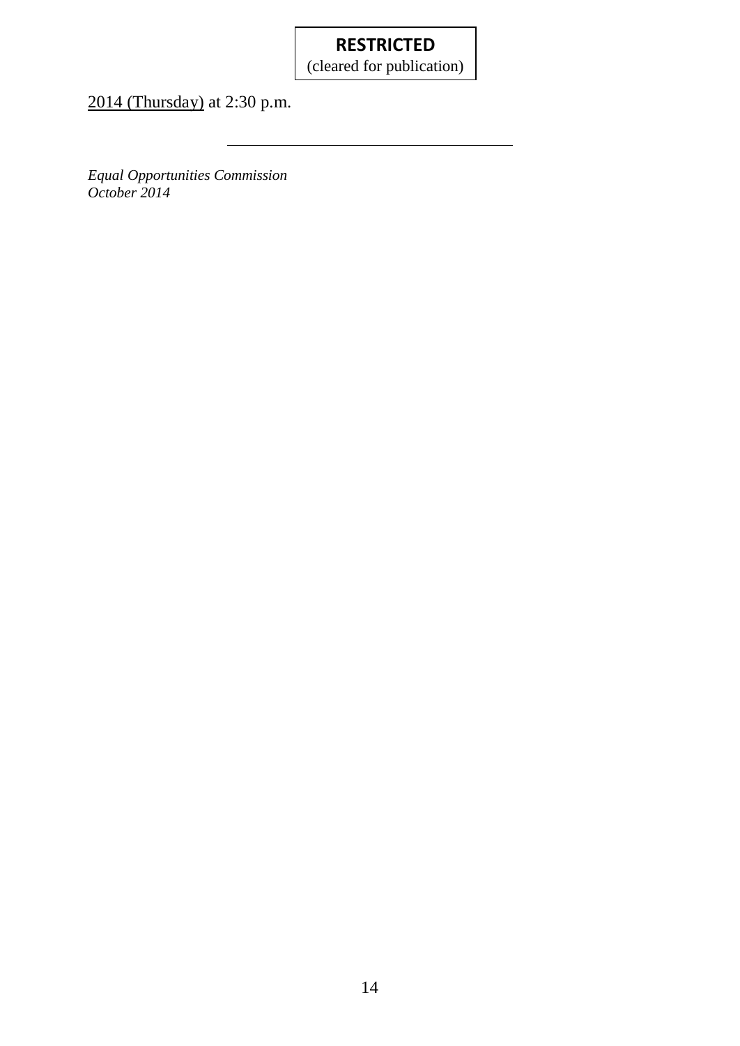**RESTRICTED**
(cleared for publication)

2014 (Thursday) at 2:30 p.m.

---

*Equal Opportunities Commission*
*October 2014*